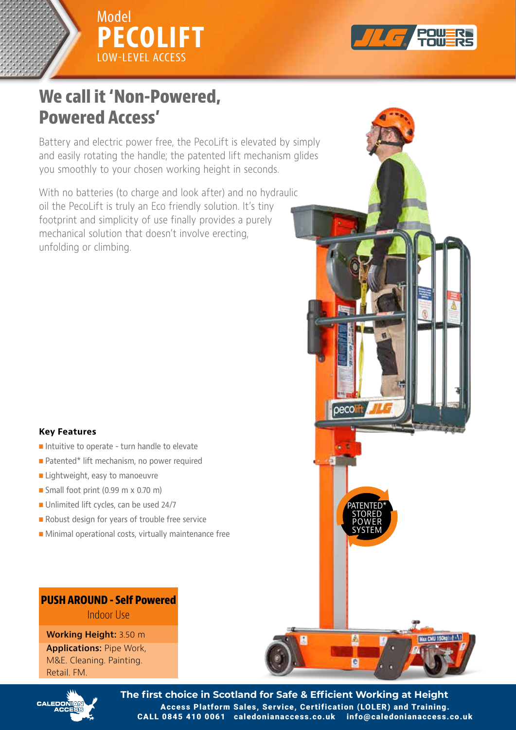Model
# PECOLIFT
LOW-LEVEL ACCESS

## We call it 'Non-Powered, Powered Access'

Battery and electric power free, the PecoLift is elevated by simply and easily rotating the handle; the patented lift mechanism glides you smoothly to your chosen working height in seconds.

With no batteries (to charge and look after) and no hydraulic oil the PecoLift is truly an Eco friendly solution. It's tiny footprint and simplicity of use finally provides a purely mechanical solution that doesn't involve erecting, unfolding or climbing.

PATENTED* STORED POWER SYSTEM

### Key Features

- Intuitive to operate - turn handle to elevate
- Patented* lift mechanism, no power required
- Lightweight, easy to manoeuvre
- Small foot print (0.99 m x 0.70 m)
- Unlimited lift cycles, can be used 24/7
- Robust design for years of trouble free service
- Minimal operational costs, virtually maintenance free

### PUSH AROUND - Self Powered

Indoor Use

**Working Height:** 3.50 m

**Applications:** Pipe Work, M&E. Cleaning. Painting. Retail. FM.

**The first choice in Scotland for Safe & Efficient Working at Height**

**Access Platform Sales, Service, Certification (LOLER) and Training.**

**CALL 0845 410 0061 caledonianaccess.co.uk info@caledonianaccess.co.uk**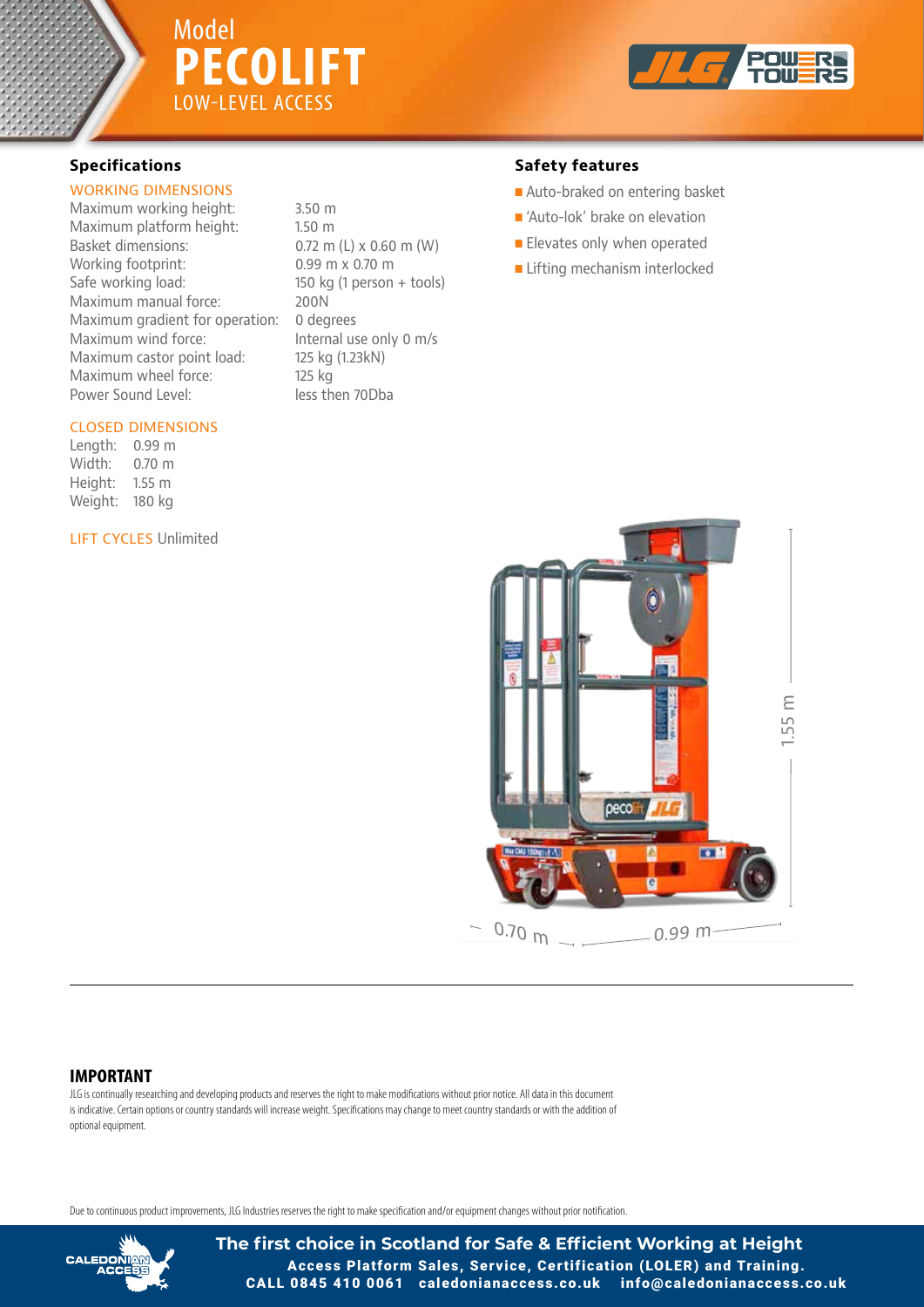Model

# PECOLIFT

LOW-LEVEL ACCESS

## Specifications

### WORKING DIMENSIONS

| | |
|---|---|
| Maximum working height: | 3.50 m |
| Maximum platform height: | 1.50 m |
| Basket dimensions: | 0.72 m (L) x 0.60 m (W) |
| Working footprint: | 0.99 m x 0.70 m |
| Safe working load: | 150 kg (1 person + tools) |
| Maximum manual force: | 200N |
| Maximum gradient for operation: | 0 degrees |
| Maximum wind force: | Internal use only 0 m/s |
| Maximum castor point load: | 125 kg (1.23kN) |
| Maximum wheel force: | 125 kg |
| Power Sound Level: | less then 70Dba |

### CLOSED DIMENSIONS

| | |
|---|---|
| Length: | 0.99 m |
| Width: | 0.70 m |
| Height: | 1.55 m |
| Weight: | 180 kg |

LIFT CYCLES Unlimited

## Safety features

- Auto-braked on entering basket
- 'Auto-lok' brake on elevation
- Elevates only when operated
- Lifting mechanism interlocked

1.55 m

0.70 m

0.99 m

## IMPORTANT

JLG is continually researching and developing products and reserves the right to make modifications without prior notice. All data in this document is indicative. Certain options or country standards will increase weight. Specifications may change to meet country standards or with the addition of optional equipment.

Due to continuous product improvements, JLG Industries reserves the right to make specification and/or equipment changes without prior notification.

**The first choice in Scotland for Safe & Efficient Working at Height**

**Access Platform Sales, Service, Certification (LOLER) and Training.**

**CALL 0845 410 0061 caledonianaccess.co.uk info@caledonianaccess.co.uk**